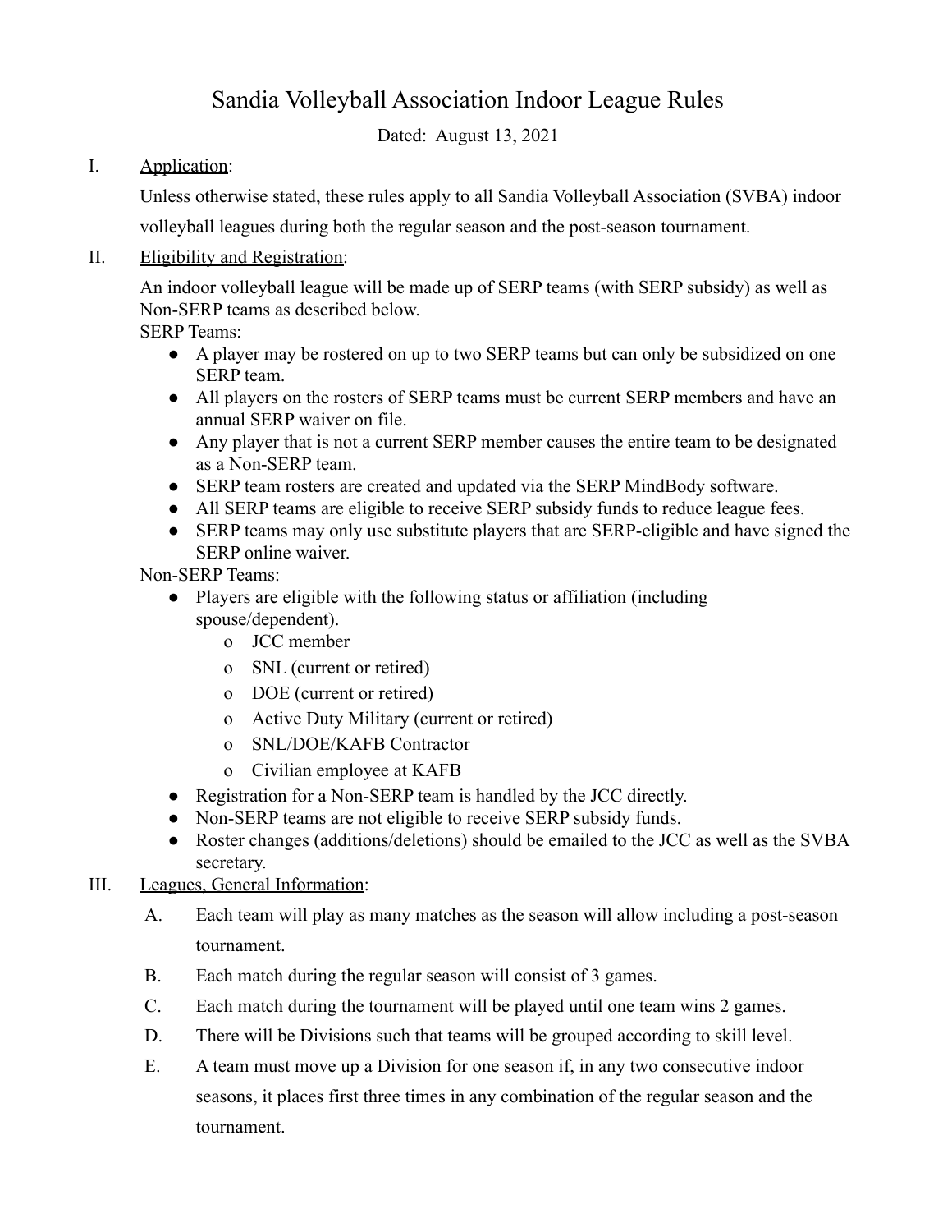# Sandia Volleyball Association Indoor League Rules

Dated: August 13, 2021

## I. Application:

Unless otherwise stated, these rules apply to all Sandia Volleyball Association (SVBA) indoor volleyball leagues during both the regular season and the post-season tournament.

## II. Eligibility and Registration:

An indoor volleyball league will be made up of SERP teams (with SERP subsidy) as well as Non-SERP teams as described below.

SERP Teams:

- A player may be rostered on up to two SERP teams but can only be subsidized on one SERP team.
- All players on the rosters of SERP teams must be current SERP members and have an annual SERP waiver on file.
- Any player that is not a current SERP member causes the entire team to be designated as a Non-SERP team.
- SERP team rosters are created and updated via the SERP MindBody software.
- All SERP teams are eligible to receive SERP subsidy funds to reduce league fees.
- SERP teams may only use substitute players that are SERP-eligible and have signed the SERP online waiver.

Non-SERP Teams:

- Players are eligible with the following status or affiliation (including spouse/dependent).
  - JCC member
  - SNL (current or retired)
  - DOE (current or retired)
  - Active Duty Military (current or retired)
  - SNL/DOE/KAFB Contractor
  - Civilian employee at KAFB
- Registration for a Non-SERP team is handled by the JCC directly.
- Non-SERP teams are not eligible to receive SERP subsidy funds.
- Roster changes (additions/deletions) should be emailed to the JCC as well as the SVBA secretary.

## III. Leagues, General Information:

A. Each team will play as many matches as the season will allow including a post-season tournament.

B. Each match during the regular season will consist of 3 games.

C. Each match during the tournament will be played until one team wins 2 games.

D. There will be Divisions such that teams will be grouped according to skill level.

E. A team must move up a Division for one season if, in any two consecutive indoor seasons, it places first three times in any combination of the regular season and the tournament.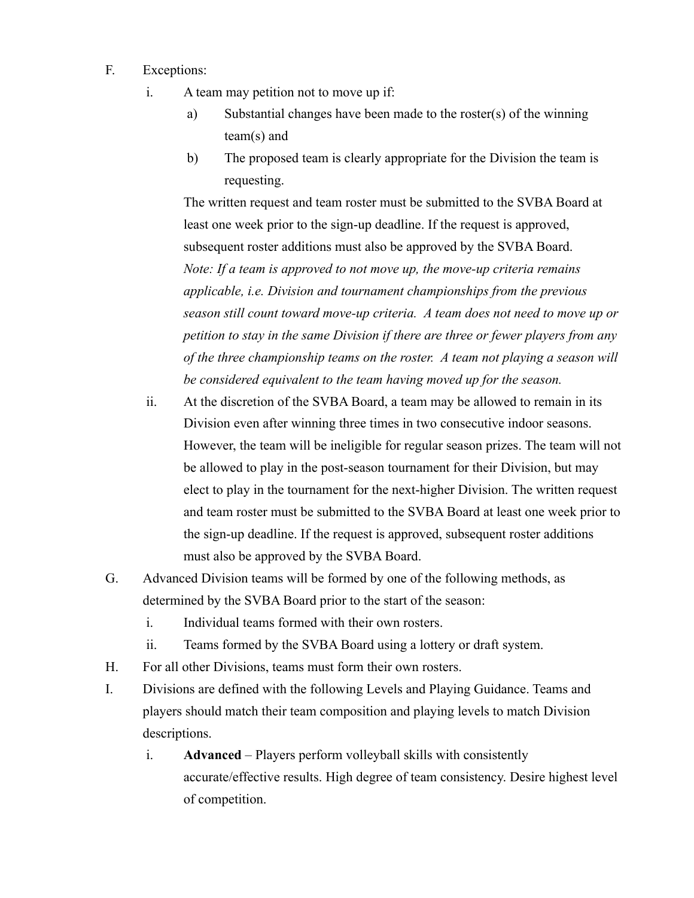F. Exceptions:

   i. A team may petition not to move up if:

      a) Substantial changes have been made to the roster(s) of the winning team(s) and

      b) The proposed team is clearly appropriate for the Division the team is requesting.

      The written request and team roster must be submitted to the SVBA Board at least one week prior to the sign-up deadline. If the request is approved, subsequent roster additions must also be approved by the SVBA Board.

      *Note: If a team is approved to not move up, the move-up criteria remains applicable, i.e. Division and tournament championships from the previous season still count toward move-up criteria. A team does not need to move up or petition to stay in the same Division if there are three or fewer players from any of the three championship teams on the roster. A team not playing a season will be considered equivalent to the team having moved up for the season.*

   ii. At the discretion of the SVBA Board, a team may be allowed to remain in its Division even after winning three times in two consecutive indoor seasons. However, the team will be ineligible for regular season prizes. The team will not be allowed to play in the post-season tournament for their Division, but may elect to play in the tournament for the next-higher Division. The written request and team roster must be submitted to the SVBA Board at least one week prior to the sign-up deadline. If the request is approved, subsequent roster additions must also be approved by the SVBA Board.

G. Advanced Division teams will be formed by one of the following methods, as determined by the SVBA Board prior to the start of the season:

   i. Individual teams formed with their own rosters.

   ii. Teams formed by the SVBA Board using a lottery or draft system.

H. For all other Divisions, teams must form their own rosters.

I. Divisions are defined with the following Levels and Playing Guidance. Teams and players should match their team composition and playing levels to match Division descriptions.

   i. **Advanced** – Players perform volleyball skills with consistently accurate/effective results. High degree of team consistency. Desire highest level of competition.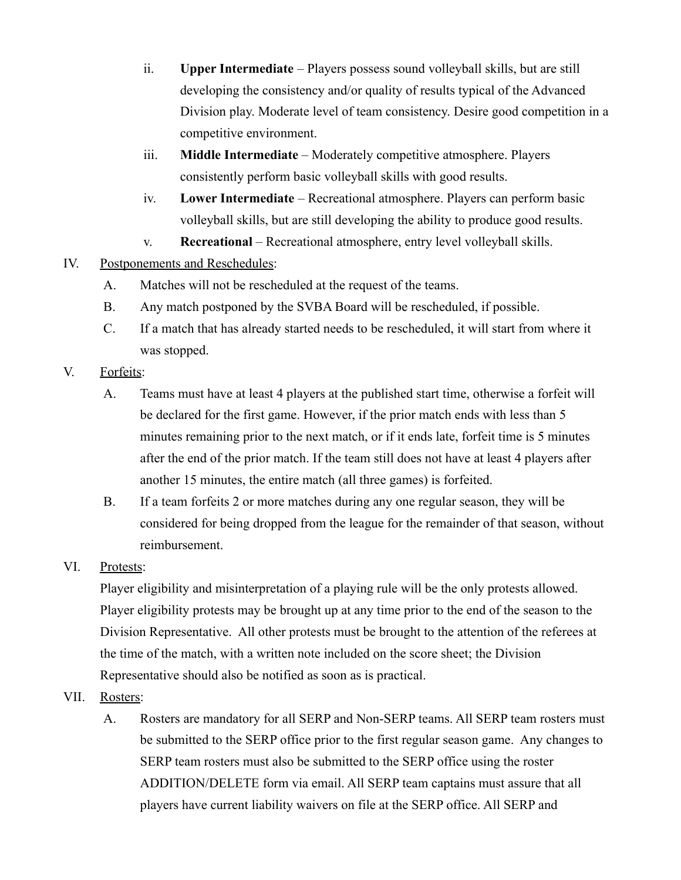ii. **Upper Intermediate** – Players possess sound volleyball skills, but are still developing the consistency and/or quality of results typical of the Advanced Division play. Moderate level of team consistency. Desire good competition in a competitive environment.

iii. **Middle Intermediate** – Moderately competitive atmosphere. Players consistently perform basic volleyball skills with good results.

iv. **Lower Intermediate** – Recreational atmosphere. Players can perform basic volleyball skills, but are still developing the ability to produce good results.

v. **Recreational** – Recreational atmosphere, entry level volleyball skills.

IV. <u>Postponements and Reschedules</u>:

A. Matches will not be rescheduled at the request of the teams.

B. Any match postponed by the SVBA Board will be rescheduled, if possible.

C. If a match that has already started needs to be rescheduled, it will start from where it was stopped.

V. <u>Forfeits</u>:

A. Teams must have at least 4 players at the published start time, otherwise a forfeit will be declared for the first game. However, if the prior match ends with less than 5 minutes remaining prior to the next match, or if it ends late, forfeit time is 5 minutes after the end of the prior match. If the team still does not have at least 4 players after another 15 minutes, the entire match (all three games) is forfeited.

B. If a team forfeits 2 or more matches during any one regular season, they will be considered for being dropped from the league for the remainder of that season, without reimbursement.

VI. <u>Protests</u>:

Player eligibility and misinterpretation of a playing rule will be the only protests allowed. Player eligibility protests may be brought up at any time prior to the end of the season to the Division Representative. All other protests must be brought to the attention of the referees at the time of the match, with a written note included on the score sheet; the Division Representative should also be notified as soon as is practical.

VII. <u>Rosters</u>:

A. Rosters are mandatory for all SERP and Non-SERP teams. All SERP team rosters must be submitted to the SERP office prior to the first regular season game. Any changes to SERP team rosters must also be submitted to the SERP office using the roster ADDITION/DELETE form via email. All SERP team captains must assure that all players have current liability waivers on file at the SERP office. All SERP and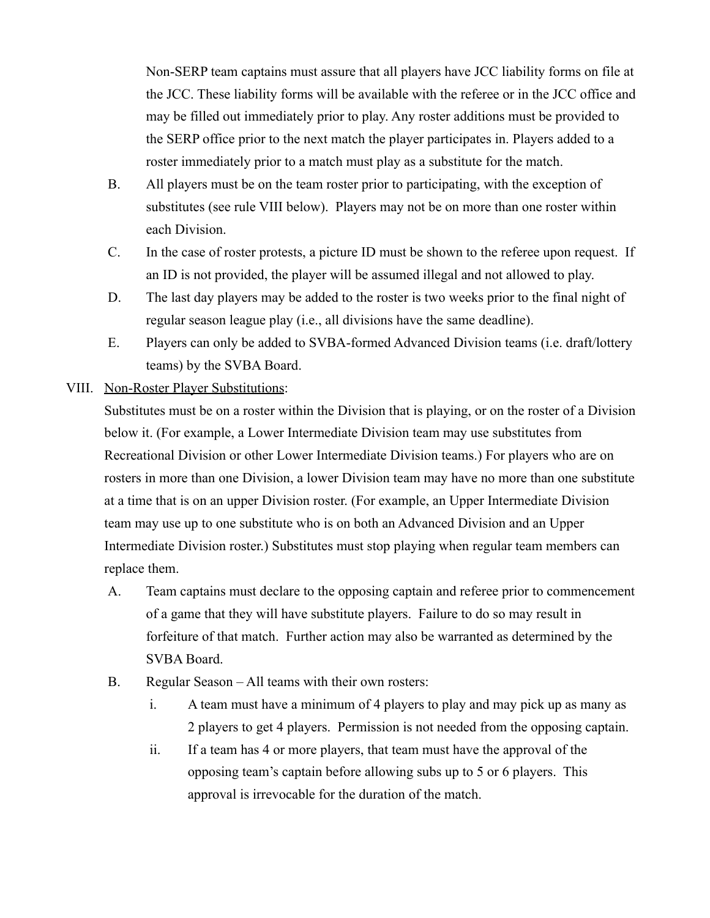Non-SERP team captains must assure that all players have JCC liability forms on file at the JCC. These liability forms will be available with the referee or in the JCC office and may be filled out immediately prior to play. Any roster additions must be provided to the SERP office prior to the next match the player participates in. Players added to a roster immediately prior to a match must play as a substitute for the match.

B. All players must be on the team roster prior to participating, with the exception of substitutes (see rule VIII below). Players may not be on more than one roster within each Division.

C. In the case of roster protests, a picture ID must be shown to the referee upon request. If an ID is not provided, the player will be assumed illegal and not allowed to play.

D. The last day players may be added to the roster is two weeks prior to the final night of regular season league play (i.e., all divisions have the same deadline).

E. Players can only be added to SVBA-formed Advanced Division teams (i.e. draft/lottery teams) by the SVBA Board.

VIII. <u>Non-Roster Player Substitutions</u>:

Substitutes must be on a roster within the Division that is playing, or on the roster of a Division below it. (For example, a Lower Intermediate Division team may use substitutes from Recreational Division or other Lower Intermediate Division teams.) For players who are on rosters in more than one Division, a lower Division team may have no more than one substitute at a time that is on an upper Division roster. (For example, an Upper Intermediate Division team may use up to one substitute who is on both an Advanced Division and an Upper Intermediate Division roster.) Substitutes must stop playing when regular team members can replace them.

A. Team captains must declare to the opposing captain and referee prior to commencement of a game that they will have substitute players. Failure to do so may result in forfeiture of that match. Further action may also be warranted as determined by the SVBA Board.

B. Regular Season – All teams with their own rosters:

   i. A team must have a minimum of 4 players to play and may pick up as many as 2 players to get 4 players. Permission is not needed from the opposing captain.

   ii. If a team has 4 or more players, that team must have the approval of the opposing team's captain before allowing subs up to 5 or 6 players. This approval is irrevocable for the duration of the match.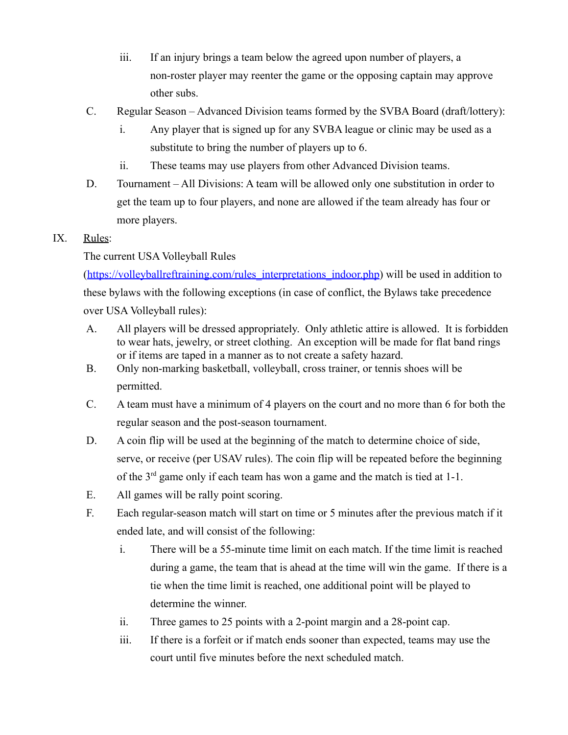iii. If an injury brings a team below the agreed upon number of players, a non-roster player may reenter the game or the opposing captain may approve other subs.

C. Regular Season – Advanced Division teams formed by the SVBA Board (draft/lottery):

   i. Any player that is signed up for any SVBA league or clinic may be used as a substitute to bring the number of players up to 6.

   ii. These teams may use players from other Advanced Division teams.

D. Tournament – All Divisions: A team will be allowed only one substitution in order to get the team up to four players, and none are allowed if the team already has four or more players.

IX. Rules:

The current USA Volleyball Rules (https://volleyballreftraining.com/rules_interpretations_indoor.php) will be used in addition to these bylaws with the following exceptions (in case of conflict, the Bylaws take precedence over USA Volleyball rules):

A. All players will be dressed appropriately. Only athletic attire is allowed. It is forbidden to wear hats, jewelry, or street clothing. An exception will be made for flat band rings or if items are taped in a manner as to not create a safety hazard.

B. Only non-marking basketball, volleyball, cross trainer, or tennis shoes will be permitted.

C. A team must have a minimum of 4 players on the court and no more than 6 for both the regular season and the post-season tournament.

D. A coin flip will be used at the beginning of the match to determine choice of side, serve, or receive (per USAV rules). The coin flip will be repeated before the beginning of the 3rd game only if each team has won a game and the match is tied at 1-1.

E. All games will be rally point scoring.

F. Each regular-season match will start on time or 5 minutes after the previous match if it ended late, and will consist of the following:

   i. There will be a 55-minute time limit on each match. If the time limit is reached during a game, the team that is ahead at the time will win the game. If there is a tie when the time limit is reached, one additional point will be played to determine the winner.

   ii. Three games to 25 points with a 2-point margin and a 28-point cap.

   iii. If there is a forfeit or if match ends sooner than expected, teams may use the court until five minutes before the next scheduled match.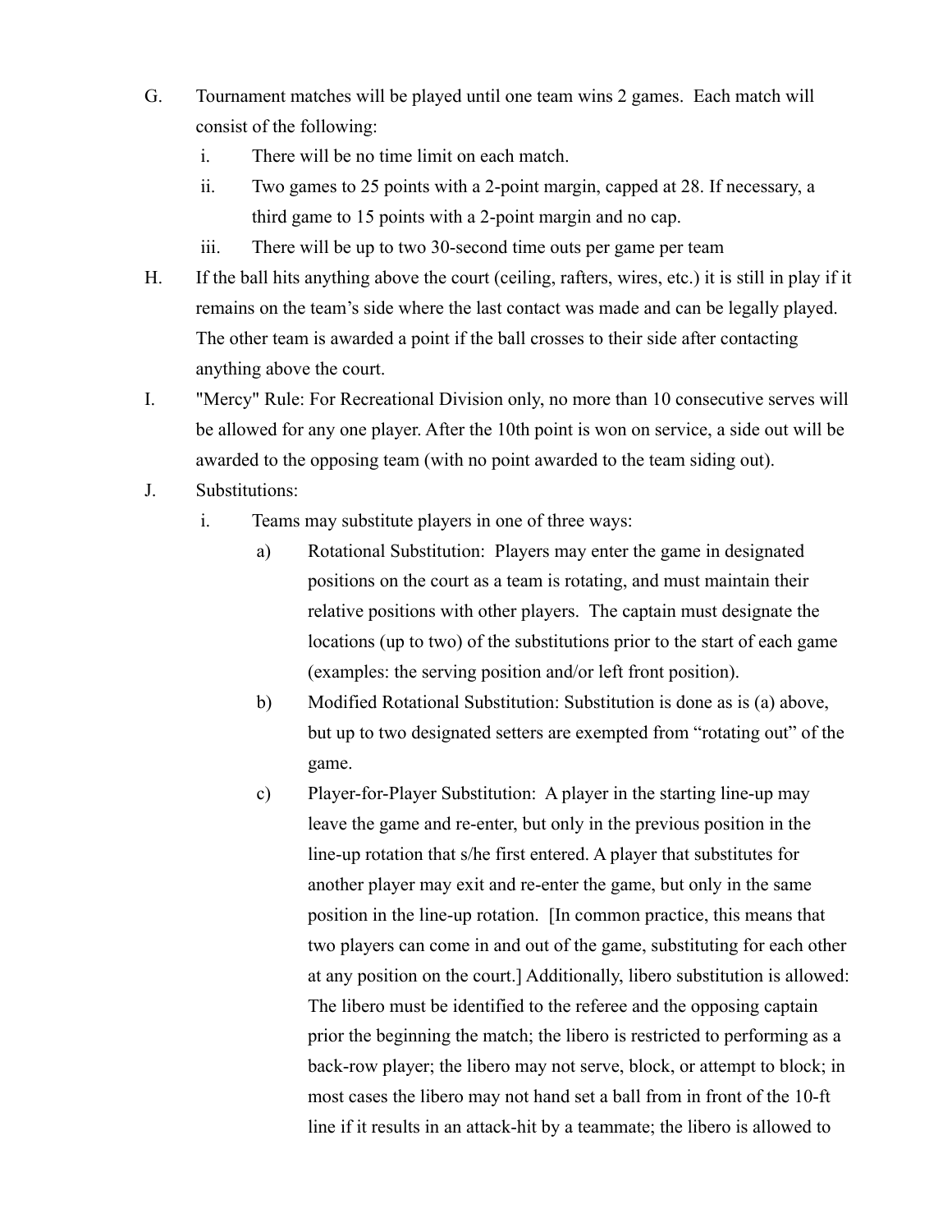G. Tournament matches will be played until one team wins 2 games. Each match will consist of the following:

   i. There will be no time limit on each match.

   ii. Two games to 25 points with a 2-point margin, capped at 28. If necessary, a third game to 15 points with a 2-point margin and no cap.

   iii. There will be up to two 30-second time outs per game per team

H. If the ball hits anything above the court (ceiling, rafters, wires, etc.) it is still in play if it remains on the team's side where the last contact was made and can be legally played. The other team is awarded a point if the ball crosses to their side after contacting anything above the court.

I. "Mercy" Rule: For Recreational Division only, no more than 10 consecutive serves will be allowed for any one player. After the 10th point is won on service, a side out will be awarded to the opposing team (with no point awarded to the team siding out).

J. Substitutions:

   i. Teams may substitute players in one of three ways:

      a) Rotational Substitution: Players may enter the game in designated positions on the court as a team is rotating, and must maintain their relative positions with other players. The captain must designate the locations (up to two) of the substitutions prior to the start of each game (examples: the serving position and/or left front position).

      b) Modified Rotational Substitution: Substitution is done as is (a) above, but up to two designated setters are exempted from "rotating out" of the game.

      c) Player-for-Player Substitution: A player in the starting line-up may leave the game and re-enter, but only in the previous position in the line-up rotation that s/he first entered. A player that substitutes for another player may exit and re-enter the game, but only in the same position in the line-up rotation. [In common practice, this means that two players can come in and out of the game, substituting for each other at any position on the court.] Additionally, libero substitution is allowed: The libero must be identified to the referee and the opposing captain prior the beginning the match; the libero is restricted to performing as a back-row player; the libero may not serve, block, or attempt to block; in most cases the libero may not hand set a ball from in front of the 10-ft line if it results in an attack-hit by a teammate; the libero is allowed to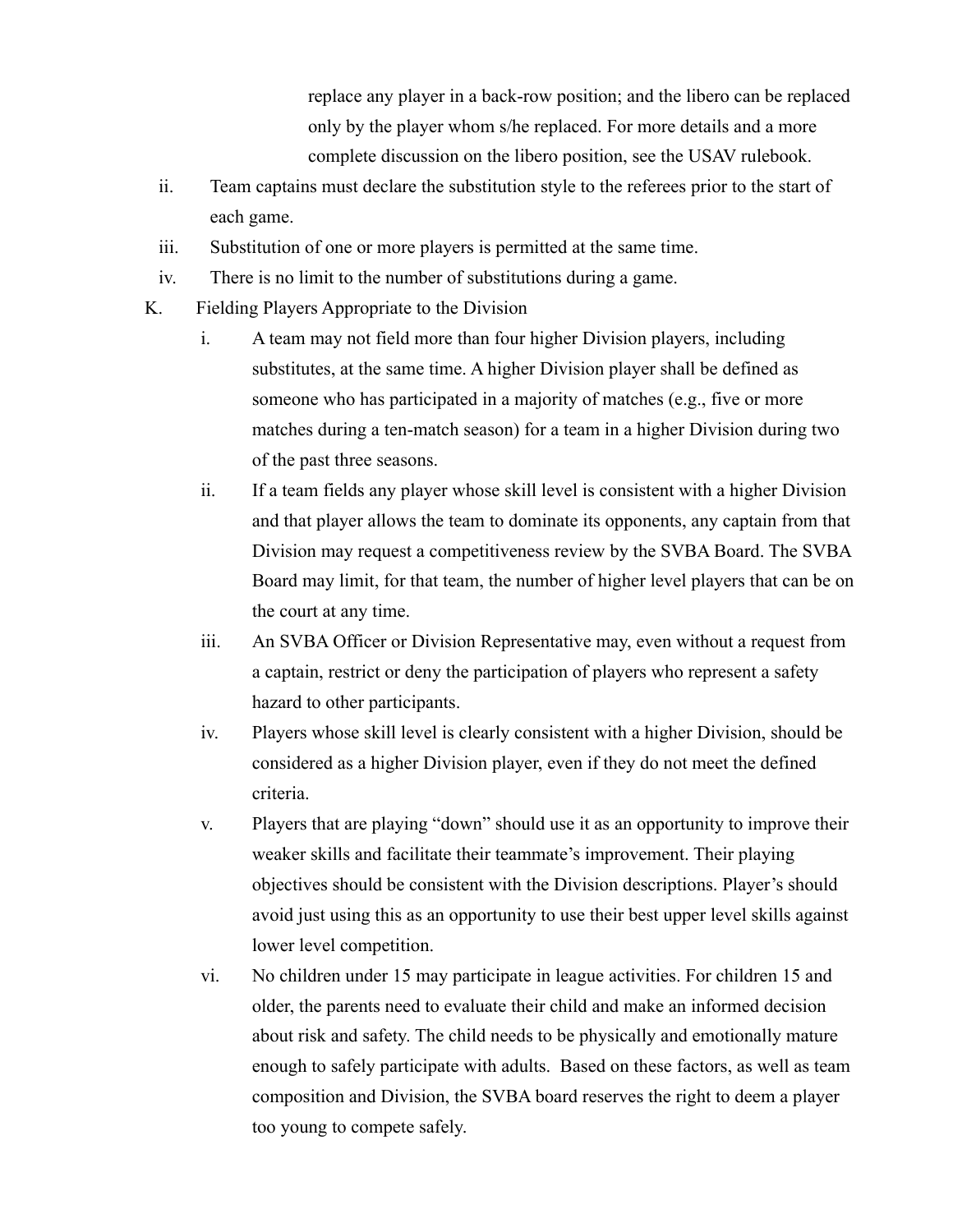replace any player in a back-row position; and the libero can be replaced only by the player whom s/he replaced. For more details and a more complete discussion on the libero position, see the USAV rulebook.

ii. Team captains must declare the substitution style to the referees prior to the start of each game.

iii. Substitution of one or more players is permitted at the same time.

iv. There is no limit to the number of substitutions during a game.

K. Fielding Players Appropriate to the Division

i. A team may not field more than four higher Division players, including substitutes, at the same time. A higher Division player shall be defined as someone who has participated in a majority of matches (e.g., five or more matches during a ten-match season) for a team in a higher Division during two of the past three seasons.

ii. If a team fields any player whose skill level is consistent with a higher Division and that player allows the team to dominate its opponents, any captain from that Division may request a competitiveness review by the SVBA Board. The SVBA Board may limit, for that team, the number of higher level players that can be on the court at any time.

iii. An SVBA Officer or Division Representative may, even without a request from a captain, restrict or deny the participation of players who represent a safety hazard to other participants.

iv. Players whose skill level is clearly consistent with a higher Division, should be considered as a higher Division player, even if they do not meet the defined criteria.

v. Players that are playing “down” should use it as an opportunity to improve their weaker skills and facilitate their teammate’s improvement. Their playing objectives should be consistent with the Division descriptions. Player’s should avoid just using this as an opportunity to use their best upper level skills against lower level competition.

vi. No children under 15 may participate in league activities. For children 15 and older, the parents need to evaluate their child and make an informed decision about risk and safety. The child needs to be physically and emotionally mature enough to safely participate with adults. Based on these factors, as well as team composition and Division, the SVBA board reserves the right to deem a player too young to compete safely.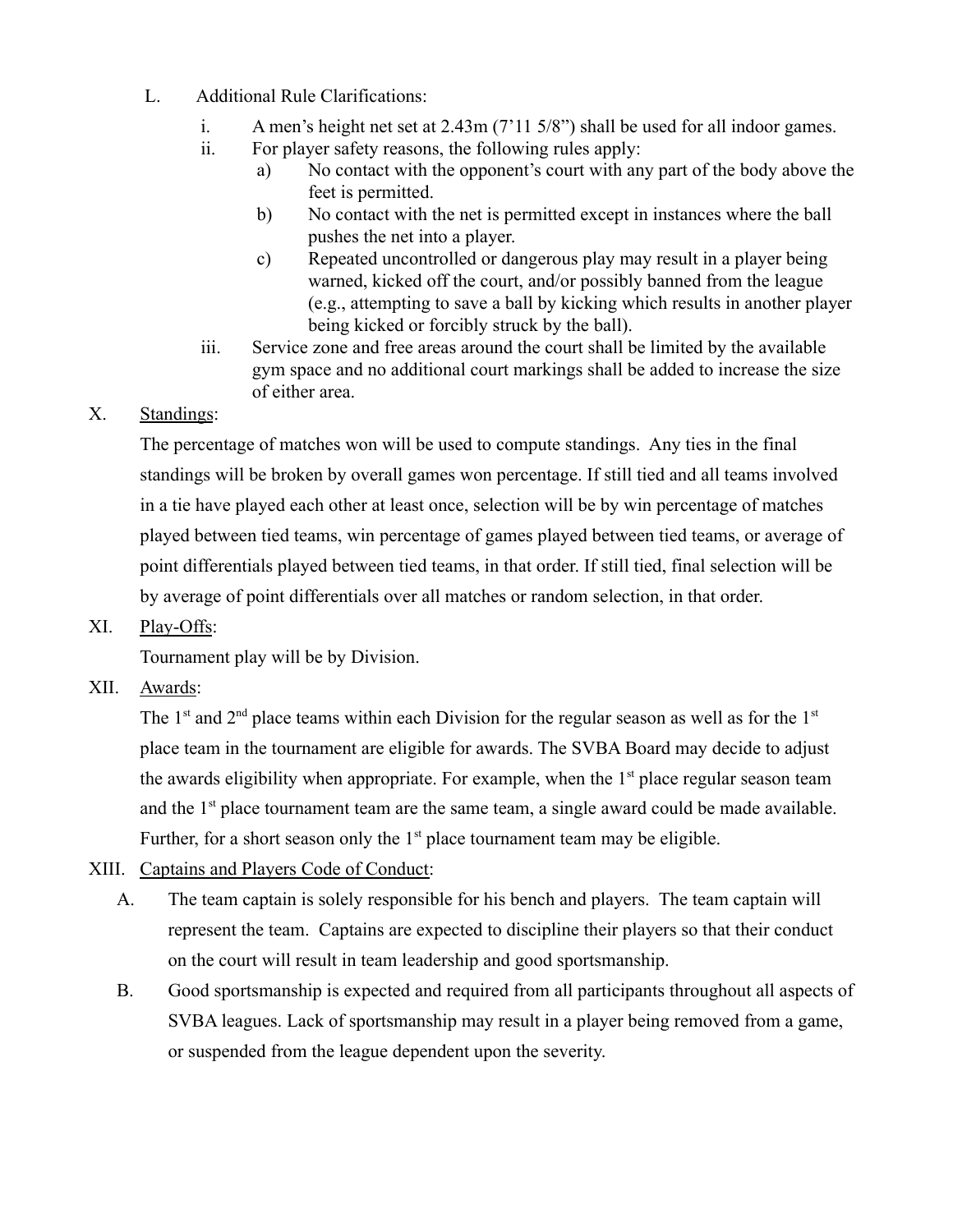L. Additional Rule Clarifications:

   i. A men's height net set at 2.43m (7'11 5/8") shall be used for all indoor games.

   ii. For player safety reasons, the following rules apply:

      a) No contact with the opponent's court with any part of the body above the feet is permitted.

      b) No contact with the net is permitted except in instances where the ball pushes the net into a player.

      c) Repeated uncontrolled or dangerous play may result in a player being warned, kicked off the court, and/or possibly banned from the league (e.g., attempting to save a ball by kicking which results in another player being kicked or forcibly struck by the ball).

   iii. Service zone and free areas around the court shall be limited by the available gym space and no additional court markings shall be added to increase the size of either area.

X. Standings:

The percentage of matches won will be used to compute standings. Any ties in the final standings will be broken by overall games won percentage. If still tied and all teams involved in a tie have played each other at least once, selection will be by win percentage of matches played between tied teams, win percentage of games played between tied teams, or average of point differentials played between tied teams, in that order. If still tied, final selection will be by average of point differentials over all matches or random selection, in that order.

XI. Play-Offs:

Tournament play will be by Division.

XII. Awards:

The 1st and 2nd place teams within each Division for the regular season as well as for the 1st place team in the tournament are eligible for awards. The SVBA Board may decide to adjust the awards eligibility when appropriate. For example, when the 1st place regular season team and the 1st place tournament team are the same team, a single award could be made available. Further, for a short season only the 1st place tournament team may be eligible.

XIII. Captains and Players Code of Conduct:

A. The team captain is solely responsible for his bench and players. The team captain will represent the team. Captains are expected to discipline their players so that their conduct on the court will result in team leadership and good sportsmanship.

B. Good sportsmanship is expected and required from all participants throughout all aspects of SVBA leagues. Lack of sportsmanship may result in a player being removed from a game, or suspended from the league dependent upon the severity.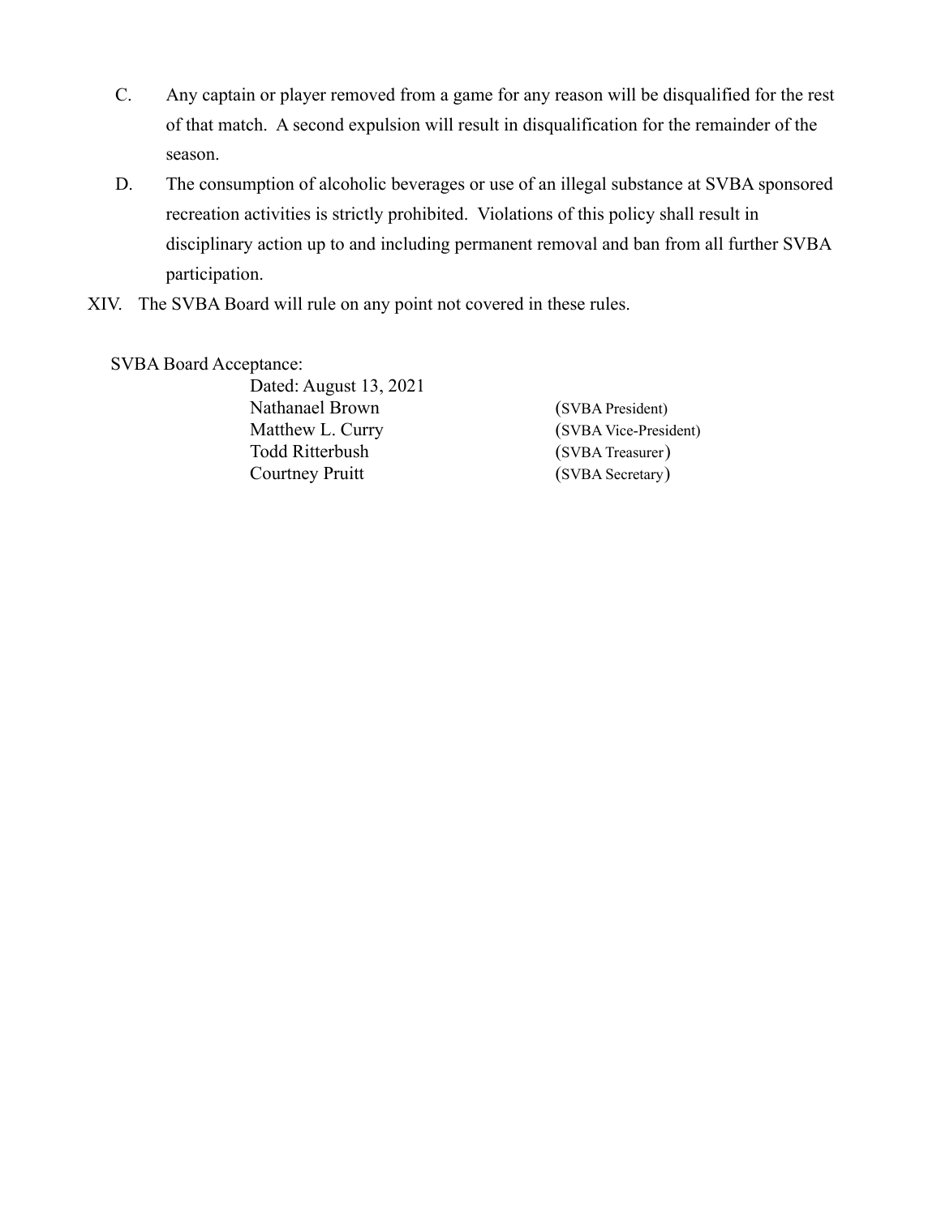C. Any captain or player removed from a game for any reason will be disqualified for the rest of that match. A second expulsion will result in disqualification for the remainder of the season.

D. The consumption of alcoholic beverages or use of an illegal substance at SVBA sponsored recreation activities is strictly prohibited. Violations of this policy shall result in disciplinary action up to and including permanent removal and ban from all further SVBA participation.

XIV. The SVBA Board will rule on any point not covered in these rules.

SVBA Board Acceptance:

Dated: August 13, 2021

Nathanael Brown (SVBA President)

Matthew L. Curry (SVBA Vice-President)

Todd Ritterbush (SVBA Treasurer)

Courtney Pruitt (SVBA Secretary)